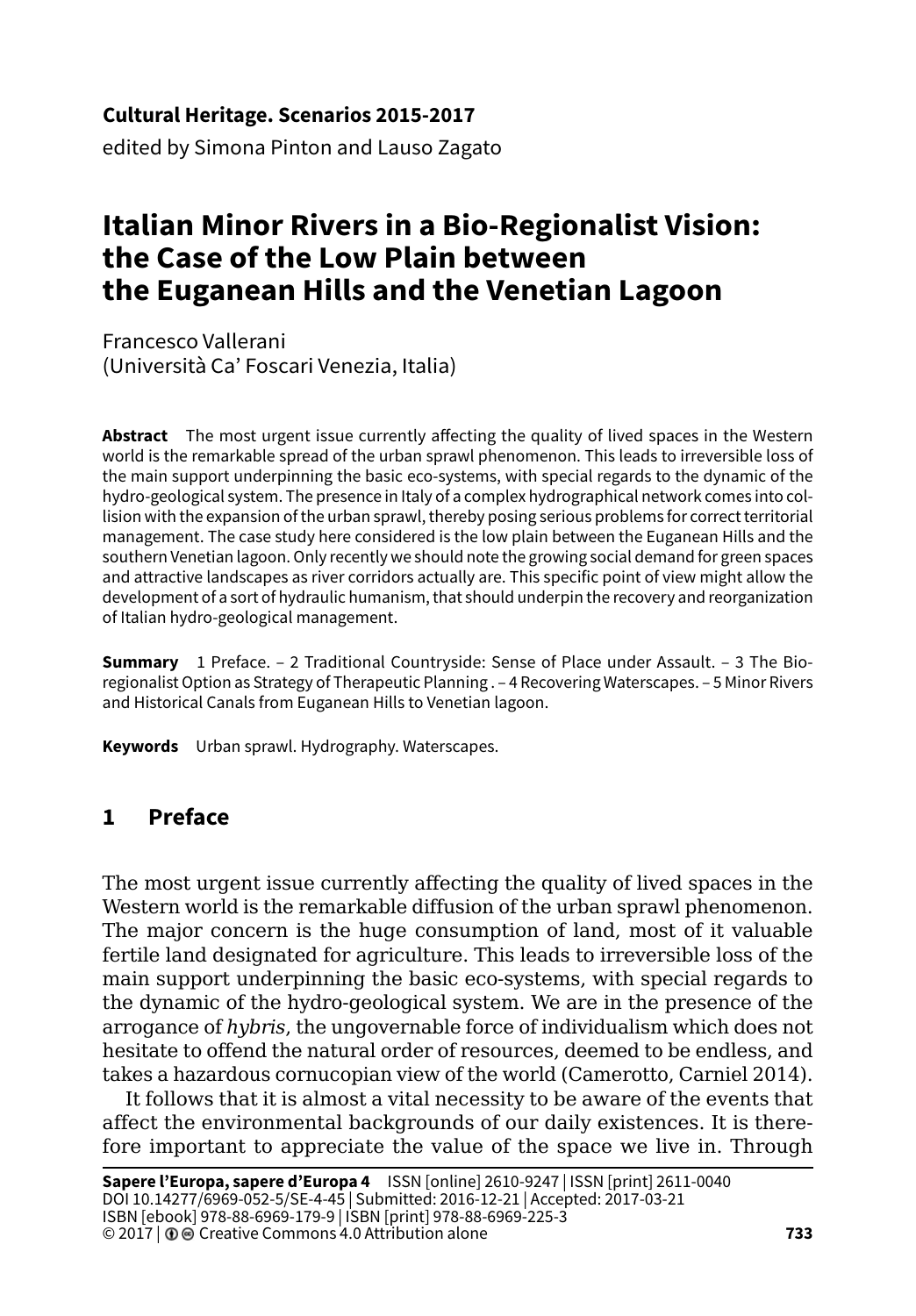**Cultural Heritage. Scenarios 2015-2017**
edited by Simona Pinton and Lauso Zagato

# Italian Minor Rivers in a Bio-Regionalist Vision: the Case of the Low Plain between the Euganean Hills and the Venetian Lagoon

Francesco Vallerani
(Università Ca' Foscari Venezia, Italia)

**Abstract** The most urgent issue currently affecting the quality of lived spaces in the Western world is the remarkable spread of the urban sprawl phenomenon. This leads to irreversible loss of the main support underpinning the basic eco-systems, with special regards to the dynamic of the hydro-geological system. The presence in Italy of a complex hydrographical network comes into collision with the expansion of the urban sprawl, thereby posing serious problems for correct territorial management. The case study here considered is the low plain between the Euganean Hills and the southern Venetian lagoon. Only recently we should note the growing social demand for green spaces and attractive landscapes as river corridors actually are. This specific point of view might allow the development of a sort of hydraulic humanism, that should underpin the recovery and reorganization of Italian hydro-geological management.

**Summary** 1 Preface. – 2 Traditional Countryside: Sense of Place under Assault. – 3 The Bio-regionalist Option as Strategy of Therapeutic Planning . – 4 Recovering Waterscapes. – 5 Minor Rivers and Historical Canals from Euganean Hills to Venetian lagoon.

**Keywords** Urban sprawl. Hydrography. Waterscapes.

## 1 Preface

The most urgent issue currently affecting the quality of lived spaces in the Western world is the remarkable diffusion of the urban sprawl phenomenon. The major concern is the huge consumption of land, most of it valuable fertile land designated for agriculture. This leads to irreversible loss of the main support underpinning the basic eco-systems, with special regards to the dynamic of the hydro-geological system. We are in the presence of the arrogance of *hybris*, the ungovernable force of individualism which does not hesitate to offend the natural order of resources, deemed to be endless, and takes a hazardous cornucopian view of the world (Camerotto, Carniel 2014).

It follows that it is almost a vital necessity to be aware of the events that affect the environmental backgrounds of our daily existences. It is therefore important to appreciate the value of the space we live in. Through

**Sapere l'Europa, sapere d'Europa 4** ISSN [online] 2610-9247 | ISSN [print] 2611-0040
DOI 10.14277/6969-052-5/SE-4-45 | Submitted: 2016-12-21 | Accepted: 2017-03-21
ISBN [ebook] 978-88-6969-179-9 | ISBN [print] 978-88-6969-225-3
© 2017 | Creative Commons 4.0 Attribution alone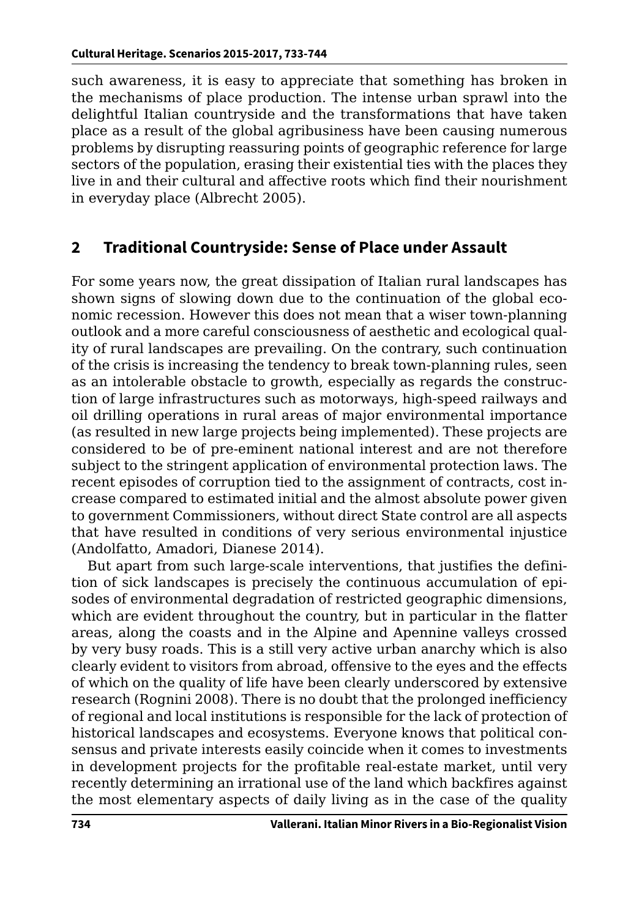such awareness, it is easy to appreciate that something has broken in the mechanisms of place production. The intense urban sprawl into the delightful Italian countryside and the transformations that have taken place as a result of the global agribusiness have been causing numerous problems by disrupting reassuring points of geographic reference for large sectors of the population, erasing their existential ties with the places they live in and their cultural and affective roots which find their nourishment in everyday place (Albrecht 2005).

## 2 Traditional Countryside: Sense of Place under Assault

For some years now, the great dissipation of Italian rural landscapes has shown signs of slowing down due to the continuation of the global economic recession. However this does not mean that a wiser town-planning outlook and a more careful consciousness of aesthetic and ecological quality of rural landscapes are prevailing. On the contrary, such continuation of the crisis is increasing the tendency to break town-planning rules, seen as an intolerable obstacle to growth, especially as regards the construction of large infrastructures such as motorways, high-speed railways and oil drilling operations in rural areas of major environmental importance (as resulted in new large projects being implemented). These projects are considered to be of pre-eminent national interest and are not therefore subject to the stringent application of environmental protection laws. The recent episodes of corruption tied to the assignment of contracts, cost increase compared to estimated initial and the almost absolute power given to government Commissioners, without direct State control are all aspects that have resulted in conditions of very serious environmental injustice (Andolfatto, Amadori, Dianese 2014).

But apart from such large-scale interventions, that justifies the definition of sick landscapes is precisely the continuous accumulation of episodes of environmental degradation of restricted geographic dimensions, which are evident throughout the country, but in particular in the flatter areas, along the coasts and in the Alpine and Apennine valleys crossed by very busy roads. This is a still very active urban anarchy which is also clearly evident to visitors from abroad, offensive to the eyes and the effects of which on the quality of life have been clearly underscored by extensive research (Rognini 2008). There is no doubt that the prolonged inefficiency of regional and local institutions is responsible for the lack of protection of historical landscapes and ecosystems. Everyone knows that political consensus and private interests easily coincide when it comes to investments in development projects for the profitable real-estate market, until very recently determining an irrational use of the land which backfires against the most elementary aspects of daily living as in the case of the quality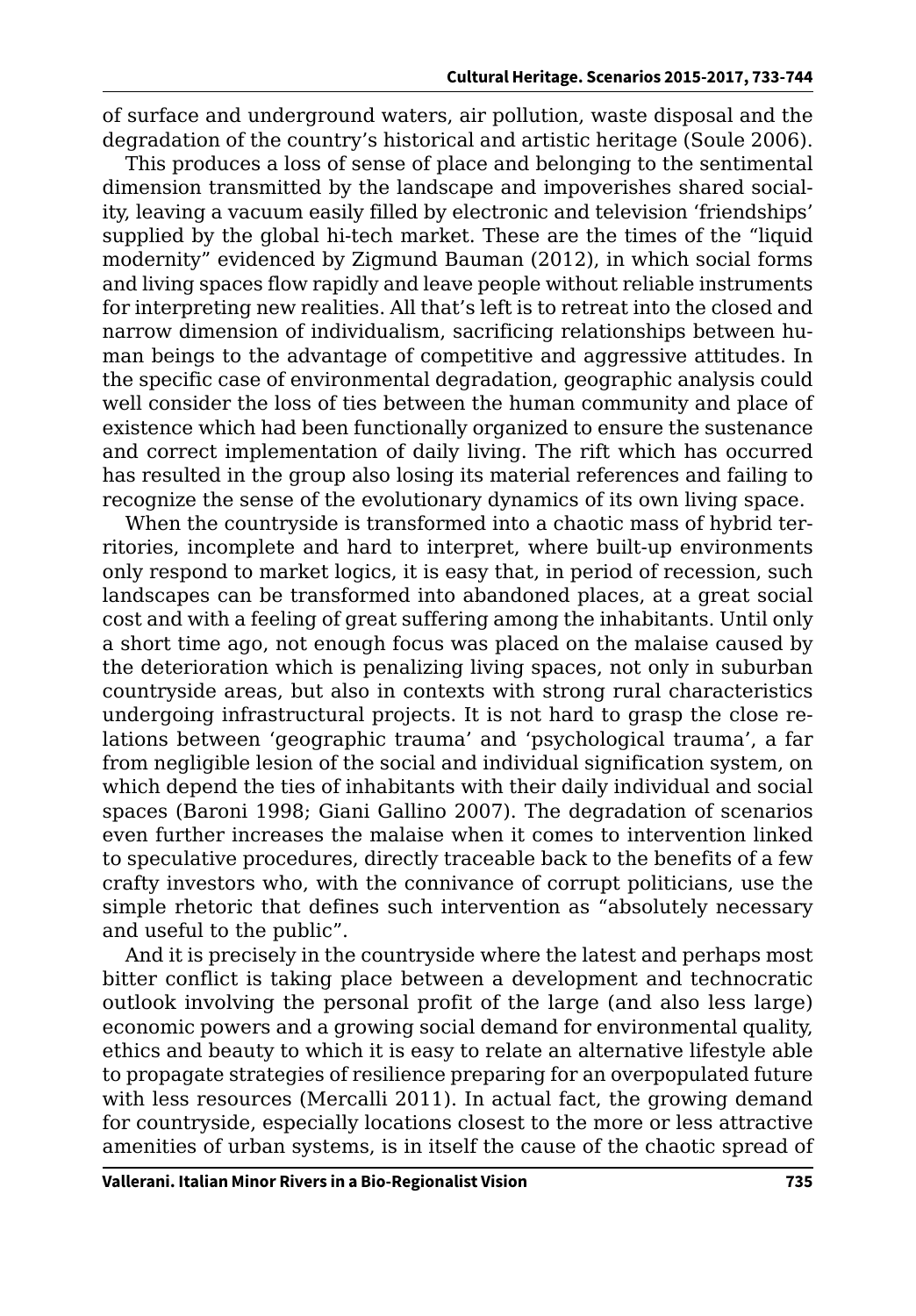of surface and underground waters, air pollution, waste disposal and the degradation of the country's historical and artistic heritage (Soule 2006).

This produces a loss of sense of place and belonging to the sentimental dimension transmitted by the landscape and impoverishes shared sociality, leaving a vacuum easily filled by electronic and television 'friendships' supplied by the global hi-tech market. These are the times of the "liquid modernity" evidenced by Zigmund Bauman (2012), in which social forms and living spaces flow rapidly and leave people without reliable instruments for interpreting new realities. All that's left is to retreat into the closed and narrow dimension of individualism, sacrificing relationships between human beings to the advantage of competitive and aggressive attitudes. In the specific case of environmental degradation, geographic analysis could well consider the loss of ties between the human community and place of existence which had been functionally organized to ensure the sustenance and correct implementation of daily living. The rift which has occurred has resulted in the group also losing its material references and failing to recognize the sense of the evolutionary dynamics of its own living space.

When the countryside is transformed into a chaotic mass of hybrid territories, incomplete and hard to interpret, where built-up environments only respond to market logics, it is easy that, in period of recession, such landscapes can be transformed into abandoned places, at a great social cost and with a feeling of great suffering among the inhabitants. Until only a short time ago, not enough focus was placed on the malaise caused by the deterioration which is penalizing living spaces, not only in suburban countryside areas, but also in contexts with strong rural characteristics undergoing infrastructural projects. It is not hard to grasp the close relations between 'geographic trauma' and 'psychological trauma', a far from negligible lesion of the social and individual signification system, on which depend the ties of inhabitants with their daily individual and social spaces (Baroni 1998; Giani Gallino 2007). The degradation of scenarios even further increases the malaise when it comes to intervention linked to speculative procedures, directly traceable back to the benefits of a few crafty investors who, with the connivance of corrupt politicians, use the simple rhetoric that defines such intervention as "absolutely necessary and useful to the public".

And it is precisely in the countryside where the latest and perhaps most bitter conflict is taking place between a development and technocratic outlook involving the personal profit of the large (and also less large) economic powers and a growing social demand for environmental quality, ethics and beauty to which it is easy to relate an alternative lifestyle able to propagate strategies of resilience preparing for an overpopulated future with less resources (Mercalli 2011). In actual fact, the growing demand for countryside, especially locations closest to the more or less attractive amenities of urban systems, is in itself the cause of the chaotic spread of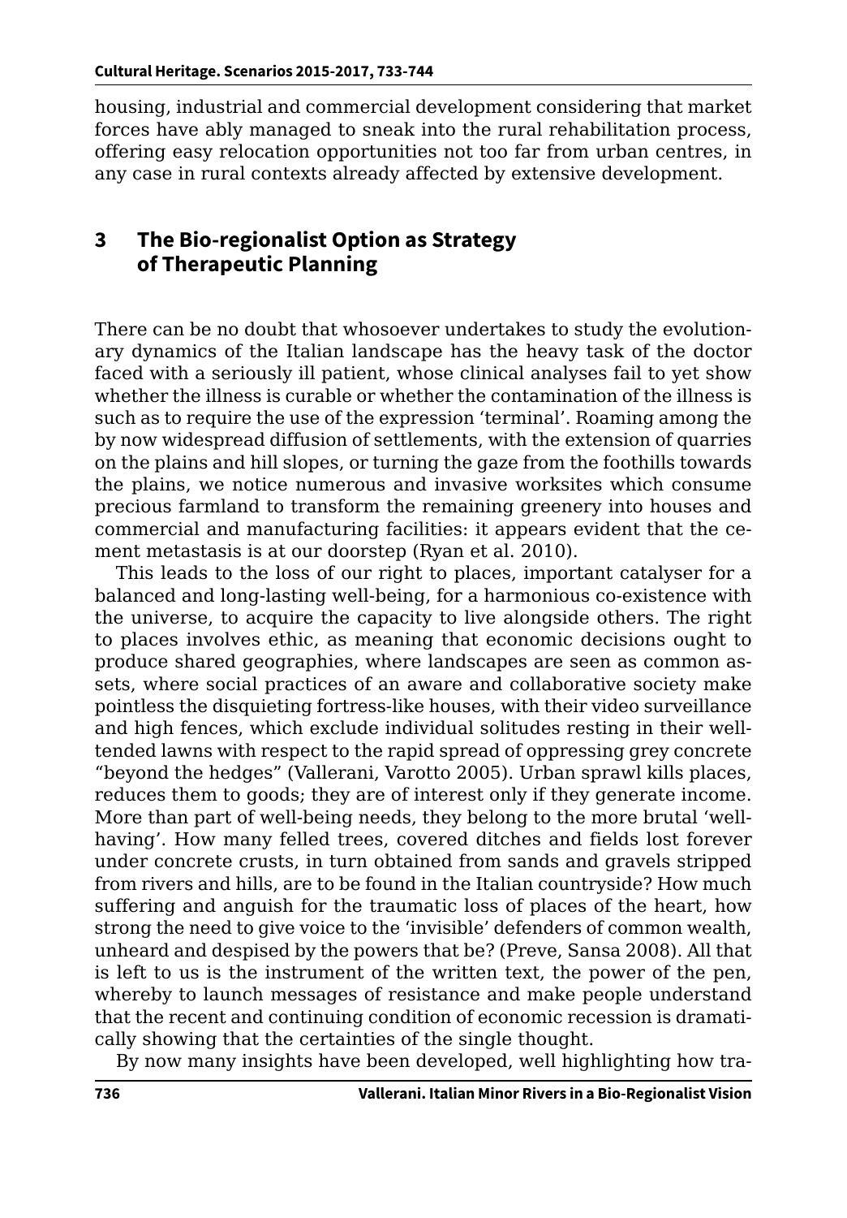housing, industrial and commercial development considering that market forces have ably managed to sneak into the rural rehabilitation process, offering easy relocation opportunities not too far from urban centres, in any case in rural contexts already affected by extensive development.

## 3 The Bio-regionalist Option as Strategy of Therapeutic Planning

There can be no doubt that whosoever undertakes to study the evolutionary dynamics of the Italian landscape has the heavy task of the doctor faced with a seriously ill patient, whose clinical analyses fail to yet show whether the illness is curable or whether the contamination of the illness is such as to require the use of the expression 'terminal'. Roaming among the by now widespread diffusion of settlements, with the extension of quarries on the plains and hill slopes, or turning the gaze from the foothills towards the plains, we notice numerous and invasive worksites which consume precious farmland to transform the remaining greenery into houses and commercial and manufacturing facilities: it appears evident that the cement metastasis is at our doorstep (Ryan et al. 2010).

This leads to the loss of our right to places, important catalyser for a balanced and long-lasting well-being, for a harmonious co-existence with the universe, to acquire the capacity to live alongside others. The right to places involves ethic, as meaning that economic decisions ought to produce shared geographies, where landscapes are seen as common assets, where social practices of an aware and collaborative society make pointless the disquieting fortress-like houses, with their video surveillance and high fences, which exclude individual solitudes resting in their well-tended lawns with respect to the rapid spread of oppressing grey concrete "beyond the hedges" (Vallerani, Varotto 2005). Urban sprawl kills places, reduces them to goods; they are of interest only if they generate income. More than part of well-being needs, they belong to the more brutal 'well-having'. How many felled trees, covered ditches and fields lost forever under concrete crusts, in turn obtained from sands and gravels stripped from rivers and hills, are to be found in the Italian countryside? How much suffering and anguish for the traumatic loss of places of the heart, how strong the need to give voice to the 'invisible' defenders of common wealth, unheard and despised by the powers that be? (Preve, Sansa 2008). All that is left to us is the instrument of the written text, the power of the pen, whereby to launch messages of resistance and make people understand that the recent and continuing condition of economic recession is dramatically showing that the certainties of the single thought.

By now many insights have been developed, well highlighting how tra-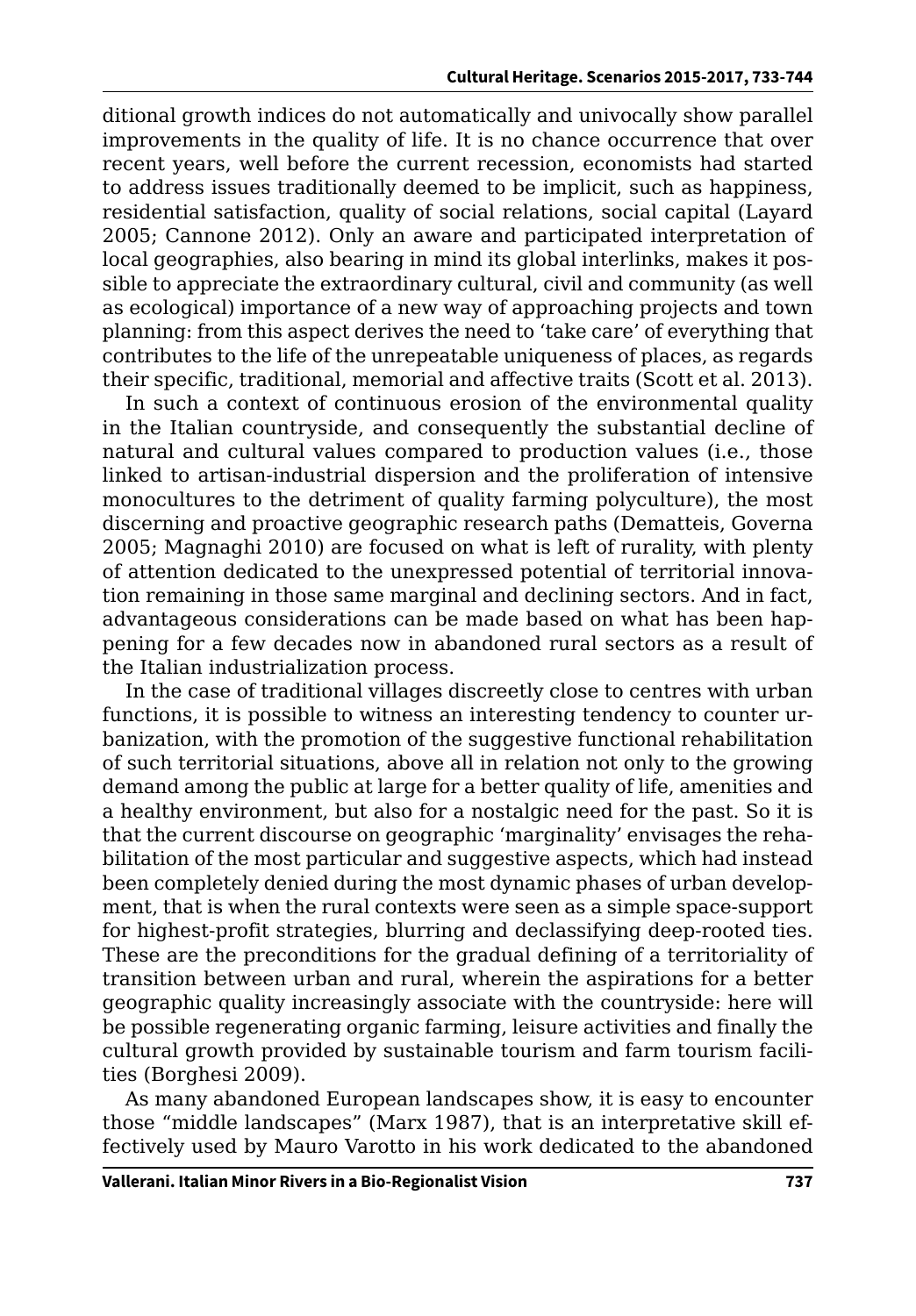ditional growth indices do not automatically and univocally show parallel improvements in the quality of life. It is no chance occurrence that over recent years, well before the current recession, economists had started to address issues traditionally deemed to be implicit, such as happiness, residential satisfaction, quality of social relations, social capital (Layard 2005; Cannone 2012). Only an aware and participated interpretation of local geographies, also bearing in mind its global interlinks, makes it possible to appreciate the extraordinary cultural, civil and community (as well as ecological) importance of a new way of approaching projects and town planning: from this aspect derives the need to 'take care' of everything that contributes to the life of the unrepeatable uniqueness of places, as regards their specific, traditional, memorial and affective traits (Scott et al. 2013).

In such a context of continuous erosion of the environmental quality in the Italian countryside, and consequently the substantial decline of natural and cultural values compared to production values (i.e., those linked to artisan-industrial dispersion and the proliferation of intensive monocultures to the detriment of quality farming polyculture), the most discerning and proactive geographic research paths (Dematteis, Governa 2005; Magnaghi 2010) are focused on what is left of rurality, with plenty of attention dedicated to the unexpressed potential of territorial innovation remaining in those same marginal and declining sectors. And in fact, advantageous considerations can be made based on what has been happening for a few decades now in abandoned rural sectors as a result of the Italian industrialization process.

In the case of traditional villages discreetly close to centres with urban functions, it is possible to witness an interesting tendency to counter urbanization, with the promotion of the suggestive functional rehabilitation of such territorial situations, above all in relation not only to the growing demand among the public at large for a better quality of life, amenities and a healthy environment, but also for a nostalgic need for the past. So it is that the current discourse on geographic 'marginality' envisages the rehabilitation of the most particular and suggestive aspects, which had instead been completely denied during the most dynamic phases of urban development, that is when the rural contexts were seen as a simple space-support for highest-profit strategies, blurring and declassifying deep-rooted ties. These are the preconditions for the gradual defining of a territoriality of transition between urban and rural, wherein the aspirations for a better geographic quality increasingly associate with the countryside: here will be possible regenerating organic farming, leisure activities and finally the cultural growth provided by sustainable tourism and farm tourism facilities (Borghesi 2009).

As many abandoned European landscapes show, it is easy to encounter those "middle landscapes" (Marx 1987), that is an interpretative skill effectively used by Mauro Varotto in his work dedicated to the abandoned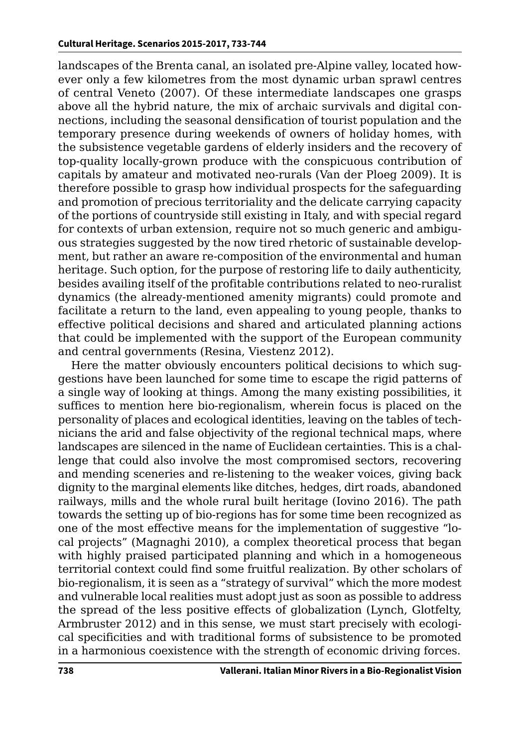landscapes of the Brenta canal, an isolated pre-Alpine valley, located however only a few kilometres from the most dynamic urban sprawl centres of central Veneto (2007). Of these intermediate landscapes one grasps above all the hybrid nature, the mix of archaic survivals and digital connections, including the seasonal densification of tourist population and the temporary presence during weekends of owners of holiday homes, with the subsistence vegetable gardens of elderly insiders and the recovery of top-quality locally-grown produce with the conspicuous contribution of capitals by amateur and motivated neo-rurals (Van der Ploeg 2009). It is therefore possible to grasp how individual prospects for the safeguarding and promotion of precious territoriality and the delicate carrying capacity of the portions of countryside still existing in Italy, and with special regard for contexts of urban extension, require not so much generic and ambiguous strategies suggested by the now tired rhetoric of sustainable development, but rather an aware re-composition of the environmental and human heritage. Such option, for the purpose of restoring life to daily authenticity, besides availing itself of the profitable contributions related to neo-ruralist dynamics (the already-mentioned amenity migrants) could promote and facilitate a return to the land, even appealing to young people, thanks to effective political decisions and shared and articulated planning actions that could be implemented with the support of the European community and central governments (Resina, Viestenz 2012).

Here the matter obviously encounters political decisions to which suggestions have been launched for some time to escape the rigid patterns of a single way of looking at things. Among the many existing possibilities, it suffices to mention here bio-regionalism, wherein focus is placed on the personality of places and ecological identities, leaving on the tables of technicians the arid and false objectivity of the regional technical maps, where landscapes are silenced in the name of Euclidean certainties. This is a challenge that could also involve the most compromised sectors, recovering and mending sceneries and re-listening to the weaker voices, giving back dignity to the marginal elements like ditches, hedges, dirt roads, abandoned railways, mills and the whole rural built heritage (Iovino 2016). The path towards the setting up of bio-regions has for some time been recognized as one of the most effective means for the implementation of suggestive "local projects" (Magnaghi 2010), a complex theoretical process that began with highly praised participated planning and which in a homogeneous territorial context could find some fruitful realization. By other scholars of bio-regionalism, it is seen as a "strategy of survival" which the more modest and vulnerable local realities must adopt just as soon as possible to address the spread of the less positive effects of globalization (Lynch, Glotfelty, Armbruster 2012) and in this sense, we must start precisely with ecological specificities and with traditional forms of subsistence to be promoted in a harmonious coexistence with the strength of economic driving forces.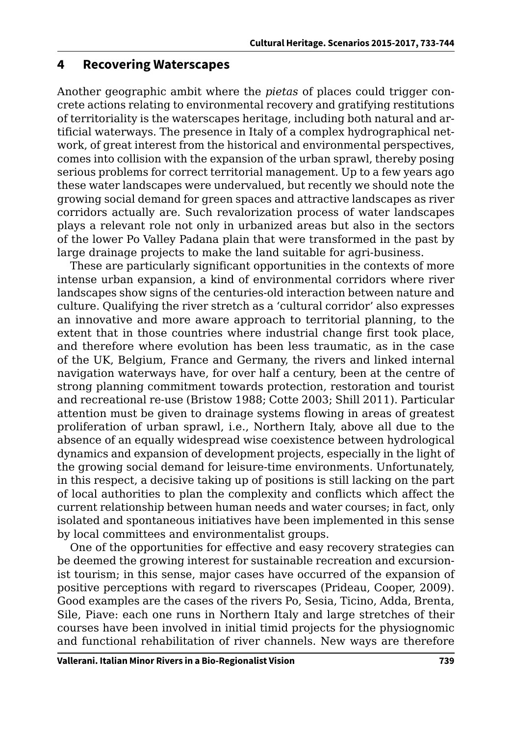## 4 Recovering Waterscapes

Another geographic ambit where the *pietas* of places could trigger concrete actions relating to environmental recovery and gratifying restitutions of territoriality is the waterscapes heritage, including both natural and artificial waterways. The presence in Italy of a complex hydrographical network, of great interest from the historical and environmental perspectives, comes into collision with the expansion of the urban sprawl, thereby posing serious problems for correct territorial management. Up to a few years ago these water landscapes were undervalued, but recently we should note the growing social demand for green spaces and attractive landscapes as river corridors actually are. Such revalorization process of water landscapes plays a relevant role not only in urbanized areas but also in the sectors of the lower Po Valley Padana plain that were transformed in the past by large drainage projects to make the land suitable for agri-business.

These are particularly significant opportunities in the contexts of more intense urban expansion, a kind of environmental corridors where river landscapes show signs of the centuries-old interaction between nature and culture. Qualifying the river stretch as a 'cultural corridor' also expresses an innovative and more aware approach to territorial planning, to the extent that in those countries where industrial change first took place, and therefore where evolution has been less traumatic, as in the case of the UK, Belgium, France and Germany, the rivers and linked internal navigation waterways have, for over half a century, been at the centre of strong planning commitment towards protection, restoration and tourist and recreational re-use (Bristow 1988; Cotte 2003; Shill 2011). Particular attention must be given to drainage systems flowing in areas of greatest proliferation of urban sprawl, i.e., Northern Italy, above all due to the absence of an equally widespread wise coexistence between hydrological dynamics and expansion of development projects, especially in the light of the growing social demand for leisure-time environments. Unfortunately, in this respect, a decisive taking up of positions is still lacking on the part of local authorities to plan the complexity and conflicts which affect the current relationship between human needs and water courses; in fact, only isolated and spontaneous initiatives have been implemented in this sense by local committees and environmentalist groups.

One of the opportunities for effective and easy recovery strategies can be deemed the growing interest for sustainable recreation and excursionist tourism; in this sense, major cases have occurred of the expansion of positive perceptions with regard to riverscapes (Prideau, Cooper, 2009). Good examples are the cases of the rivers Po, Sesia, Ticino, Adda, Brenta, Sile, Piave: each one runs in Northern Italy and large stretches of their courses have been involved in initial timid projects for the physiognomic and functional rehabilitation of river channels. New ways are therefore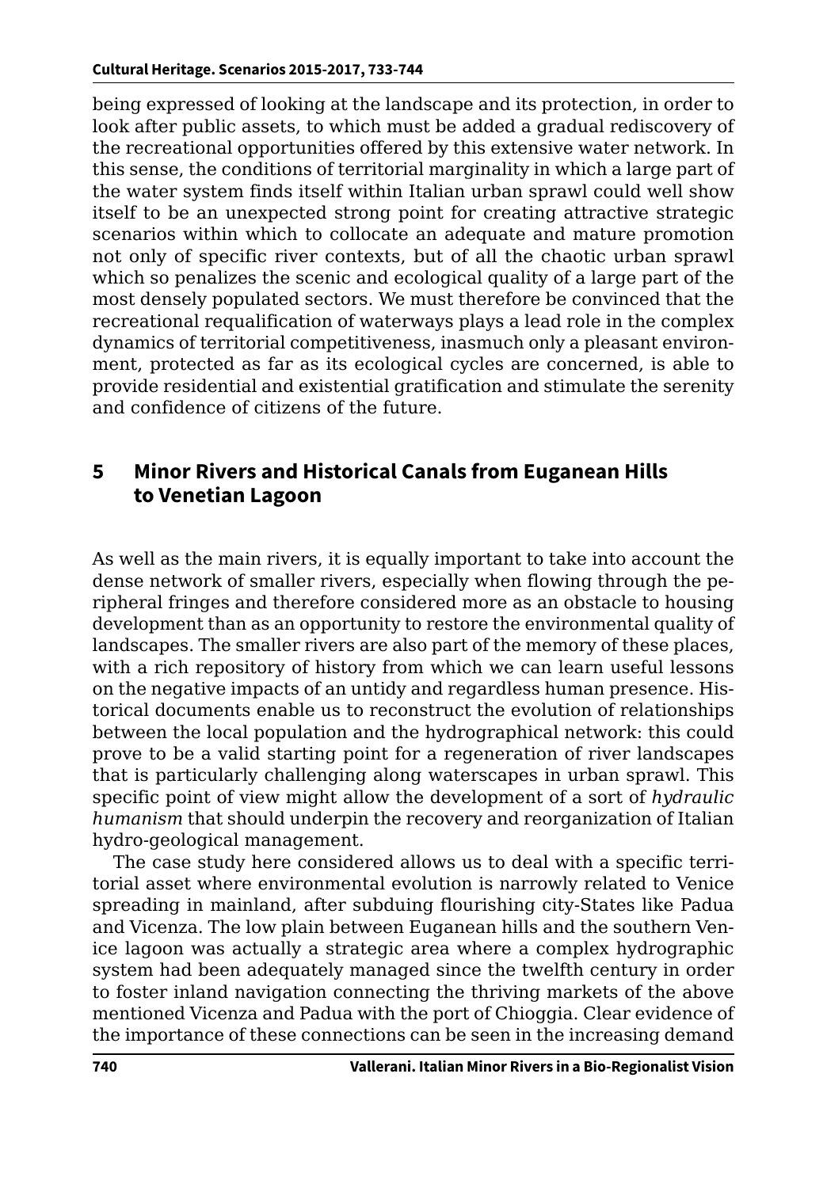being expressed of looking at the landscape and its protection, in order to look after public assets, to which must be added a gradual rediscovery of the recreational opportunities offered by this extensive water network. In this sense, the conditions of territorial marginality in which a large part of the water system finds itself within Italian urban sprawl could well show itself to be an unexpected strong point for creating attractive strategic scenarios within which to collocate an adequate and mature promotion not only of specific river contexts, but of all the chaotic urban sprawl which so penalizes the scenic and ecological quality of a large part of the most densely populated sectors. We must therefore be convinced that the recreational requalification of waterways plays a lead role in the complex dynamics of territorial competitiveness, inasmuch only a pleasant environment, protected as far as its ecological cycles are concerned, is able to provide residential and existential gratification and stimulate the serenity and confidence of citizens of the future.

## 5 Minor Rivers and Historical Canals from Euganean Hills to Venetian Lagoon

As well as the main rivers, it is equally important to take into account the dense network of smaller rivers, especially when flowing through the peripheral fringes and therefore considered more as an obstacle to housing development than as an opportunity to restore the environmental quality of landscapes. The smaller rivers are also part of the memory of these places, with a rich repository of history from which we can learn useful lessons on the negative impacts of an untidy and regardless human presence. Historical documents enable us to reconstruct the evolution of relationships between the local population and the hydrographical network: this could prove to be a valid starting point for a regeneration of river landscapes that is particularly challenging along waterscapes in urban sprawl. This specific point of view might allow the development of a sort of *hydraulic humanism* that should underpin the recovery and reorganization of Italian hydro-geological management.

The case study here considered allows us to deal with a specific territorial asset where environmental evolution is narrowly related to Venice spreading in mainland, after subduing flourishing city-States like Padua and Vicenza. The low plain between Euganean hills and the southern Venice lagoon was actually a strategic area where a complex hydrographic system had been adequately managed since the twelfth century in order to foster inland navigation connecting the thriving markets of the above mentioned Vicenza and Padua with the port of Chioggia. Clear evidence of the importance of these connections can be seen in the increasing demand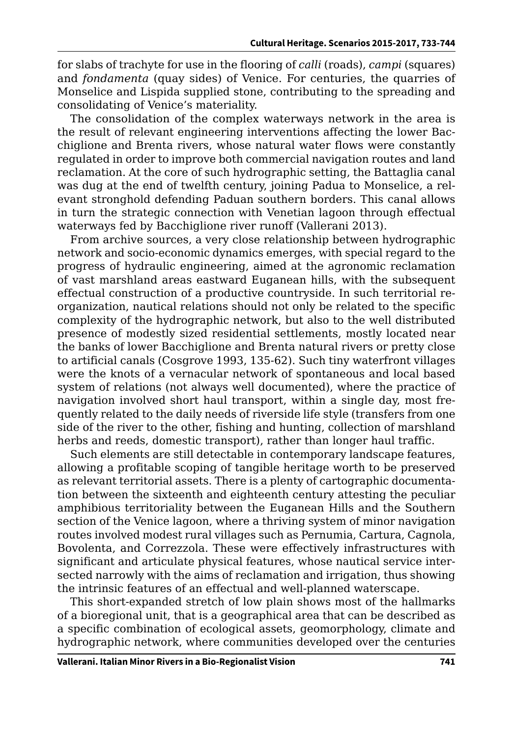for slabs of trachyte for use in the flooring of *calli* (roads), *campi* (squares) and *fondamenta* (quay sides) of Venice. For centuries, the quarries of Monselice and Lispida supplied stone, contributing to the spreading and consolidating of Venice's materiality.

The consolidation of the complex waterways network in the area is the result of relevant engineering interventions affecting the lower Bacchiglione and Brenta rivers, whose natural water flows were constantly regulated in order to improve both commercial navigation routes and land reclamation. At the core of such hydrographic setting, the Battaglia canal was dug at the end of twelfth century, joining Padua to Monselice, a relevant stronghold defending Paduan southern borders. This canal allows in turn the strategic connection with Venetian lagoon through effectual waterways fed by Bacchiglione river runoff (Vallerani 2013).

From archive sources, a very close relationship between hydrographic network and socio-economic dynamics emerges, with special regard to the progress of hydraulic engineering, aimed at the agronomic reclamation of vast marshland areas eastward Euganean hills, with the subsequent effectual construction of a productive countryside. In such territorial reorganization, nautical relations should not only be related to the specific complexity of the hydrographic network, but also to the well distributed presence of modestly sized residential settlements, mostly located near the banks of lower Bacchiglione and Brenta natural rivers or pretty close to artificial canals (Cosgrove 1993, 135-62). Such tiny waterfront villages were the knots of a vernacular network of spontaneous and local based system of relations (not always well documented), where the practice of navigation involved short haul transport, within a single day, most frequently related to the daily needs of riverside life style (transfers from one side of the river to the other, fishing and hunting, collection of marshland herbs and reeds, domestic transport), rather than longer haul traffic.

Such elements are still detectable in contemporary landscape features, allowing a profitable scoping of tangible heritage worth to be preserved as relevant territorial assets. There is a plenty of cartographic documentation between the sixteenth and eighteenth century attesting the peculiar amphibious territoriality between the Euganean Hills and the Southern section of the Venice lagoon, where a thriving system of minor navigation routes involved modest rural villages such as Pernumia, Cartura, Cagnola, Bovolenta, and Correzzola. These were effectively infrastructures with significant and articulate physical features, whose nautical service intersected narrowly with the aims of reclamation and irrigation, thus showing the intrinsic features of an effectual and well-planned waterscape.

This short-expanded stretch of low plain shows most of the hallmarks of a bioregional unit, that is a geographical area that can be described as a specific combination of ecological assets, geomorphology, climate and hydrographic network, where communities developed over the centuries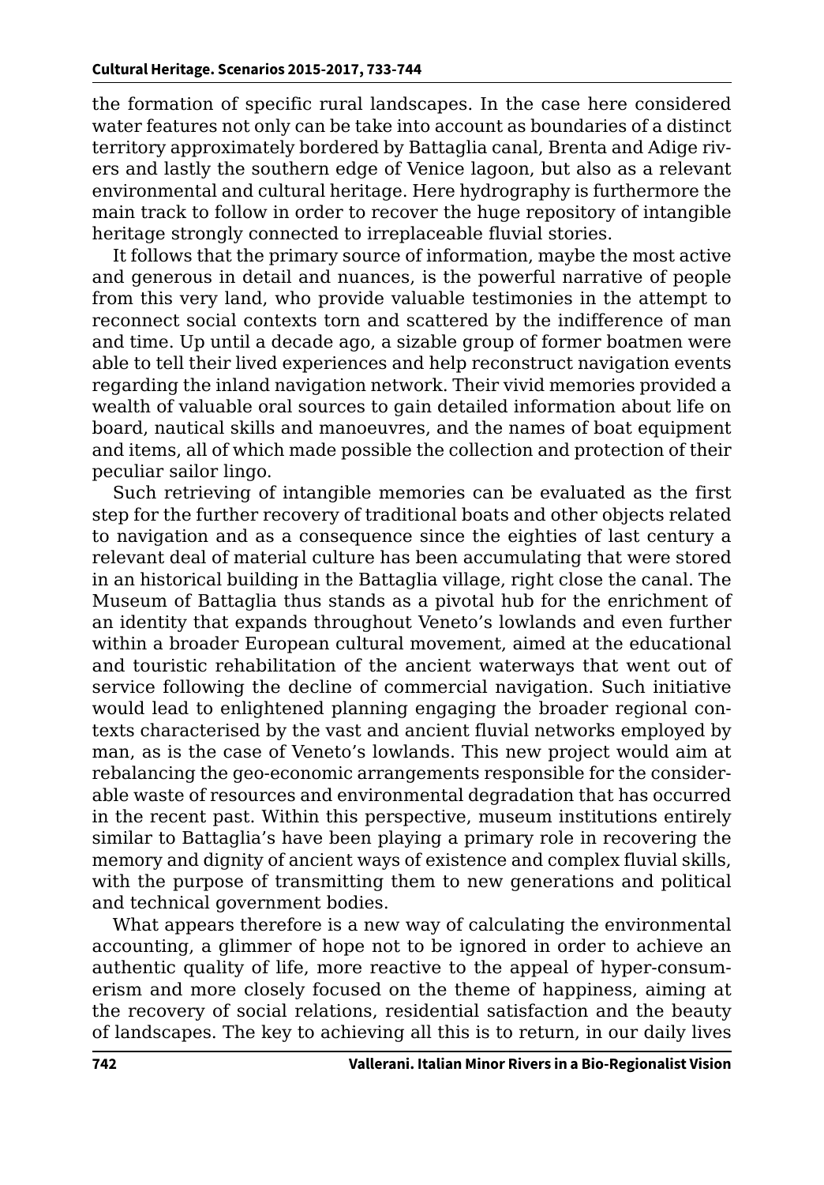the formation of specific rural landscapes. In the case here considered water features not only can be take into account as boundaries of a distinct territory approximately bordered by Battaglia canal, Brenta and Adige rivers and lastly the southern edge of Venice lagoon, but also as a relevant environmental and cultural heritage. Here hydrography is furthermore the main track to follow in order to recover the huge repository of intangible heritage strongly connected to irreplaceable fluvial stories.

It follows that the primary source of information, maybe the most active and generous in detail and nuances, is the powerful narrative of people from this very land, who provide valuable testimonies in the attempt to reconnect social contexts torn and scattered by the indifference of man and time. Up until a decade ago, a sizable group of former boatmen were able to tell their lived experiences and help reconstruct navigation events regarding the inland navigation network. Their vivid memories provided a wealth of valuable oral sources to gain detailed information about life on board, nautical skills and manoeuvres, and the names of boat equipment and items, all of which made possible the collection and protection of their peculiar sailor lingo.

Such retrieving of intangible memories can be evaluated as the first step for the further recovery of traditional boats and other objects related to navigation and as a consequence since the eighties of last century a relevant deal of material culture has been accumulating that were stored in an historical building in the Battaglia village, right close the canal. The Museum of Battaglia thus stands as a pivotal hub for the enrichment of an identity that expands throughout Veneto's lowlands and even further within a broader European cultural movement, aimed at the educational and touristic rehabilitation of the ancient waterways that went out of service following the decline of commercial navigation. Such initiative would lead to enlightened planning engaging the broader regional contexts characterised by the vast and ancient fluvial networks employed by man, as is the case of Veneto's lowlands. This new project would aim at rebalancing the geo-economic arrangements responsible for the considerable waste of resources and environmental degradation that has occurred in the recent past. Within this perspective, museum institutions entirely similar to Battaglia's have been playing a primary role in recovering the memory and dignity of ancient ways of existence and complex fluvial skills, with the purpose of transmitting them to new generations and political and technical government bodies.

What appears therefore is a new way of calculating the environmental accounting, a glimmer of hope not to be ignored in order to achieve an authentic quality of life, more reactive to the appeal of hyper-consumerism and more closely focused on the theme of happiness, aiming at the recovery of social relations, residential satisfaction and the beauty of landscapes. The key to achieving all this is to return, in our daily lives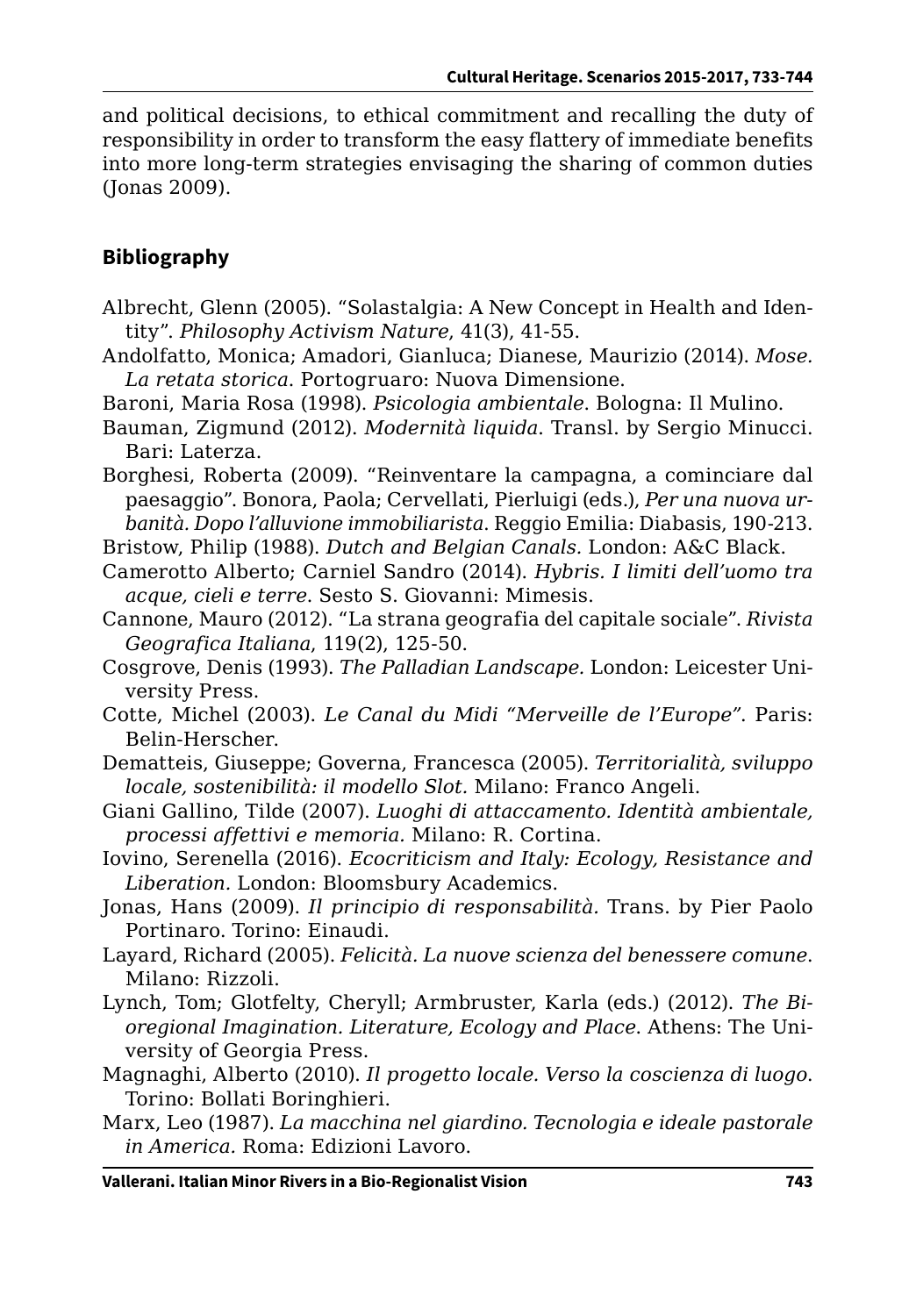and political decisions, to ethical commitment and recalling the duty of responsibility in order to transform the easy flattery of immediate benefits into more long-term strategies envisaging the sharing of common duties (Jonas 2009).

## Bibliography

Albrecht, Glenn (2005). "Solastalgia: A New Concept in Health and Identity". *Philosophy Activism Nature*, 41(3), 41-55.

Andolfatto, Monica; Amadori, Gianluca; Dianese, Maurizio (2014). *Mose. La retata storica*. Portogruaro: Nuova Dimensione.

Baroni, Maria Rosa (1998). *Psicologia ambientale*. Bologna: Il Mulino.

Bauman, Zigmund (2012). *Modernità liquida*. Transl. by Sergio Minucci. Bari: Laterza.

Borghesi, Roberta (2009). "Reinventare la campagna, a cominciare dal paesaggio". Bonora, Paola; Cervellati, Pierluigi (eds.), *Per una nuova urbanità. Dopo l'alluvione immobiliarista*. Reggio Emilia: Diabasis, 190-213.

Bristow, Philip (1988). *Dutch and Belgian Canals.* London: A&C Black.

Camerotto Alberto; Carniel Sandro (2014). *Hybris. I limiti dell'uomo tra acque, cieli e terre*. Sesto S. Giovanni: Mimesis.

Cannone, Mauro (2012). "La strana geografia del capitale sociale". *Rivista Geografica Italiana*, 119(2), 125-50.

Cosgrove, Denis (1993). *The Palladian Landscape.* London: Leicester University Press.

Cotte, Michel (2003). *Le Canal du Midi "Merveille de l'Europe"*. Paris: Belin-Herscher.

Dematteis, Giuseppe; Governa, Francesca (2005). *Territorialità, sviluppo locale, sostenibilità: il modello Slot.* Milano: Franco Angeli.

Giani Gallino, Tilde (2007). *Luoghi di attaccamento. Identità ambientale, processi affettivi e memoria*. Milano: R. Cortina.

Iovino, Serenella (2016). *Ecocriticism and Italy: Ecology, Resistance and Liberation.* London: Bloomsbury Academics.

Jonas, Hans (2009). *Il principio di responsabilità.* Trans. by Pier Paolo Portinaro. Torino: Einaudi.

Layard, Richard (2005). *Felicità. La nuove scienza del benessere comune*. Milano: Rizzoli.

Lynch, Tom; Glotfelty, Cheryll; Armbruster, Karla (eds.) (2012). *The Bioregional Imagination. Literature, Ecology and Place*. Athens: The University of Georgia Press.

Magnaghi, Alberto (2010). *Il progetto locale. Verso la coscienza di luogo*. Torino: Bollati Boringhieri.

Marx, Leo (1987). *La macchina nel giardino. Tecnologia e ideale pastorale in America.* Roma: Edizioni Lavoro.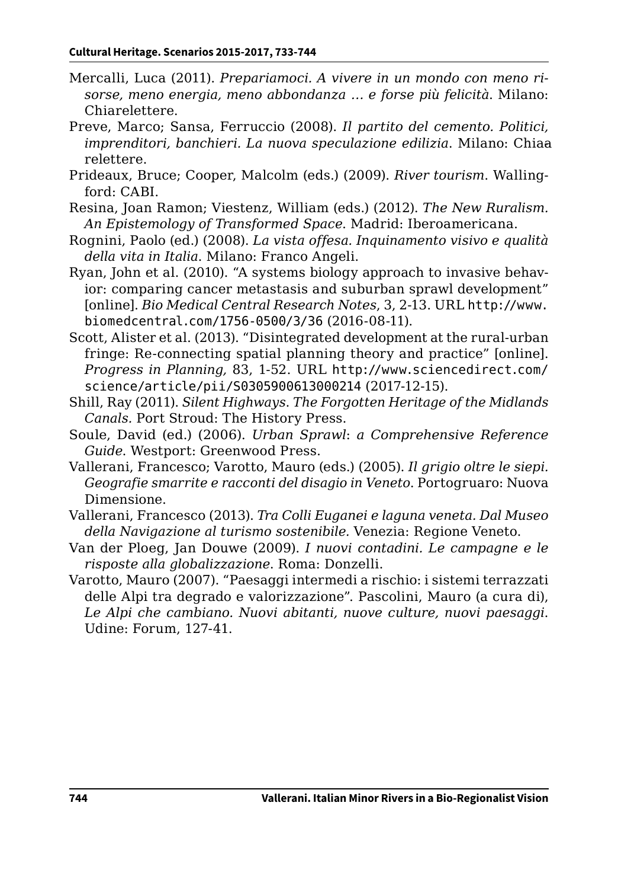Mercalli, Luca (2011). *Prepariamoci. A vivere in un mondo con meno risorse, meno energia, meno abbondanza … e forse più felicità*. Milano: Chiarelettere.

Preve, Marco; Sansa, Ferruccio (2008). *Il partito del cemento. Politici, imprenditori, banchieri. La nuova speculazione edilizia*. Milano: Chiaa relettere.

Prideaux, Bruce; Cooper, Malcolm (eds.) (2009). *River tourism*. Wallingford: CABI.

Resina, Joan Ramon; Viestenz, William (eds.) (2012). *The New Ruralism. An Epistemology of Transformed Space*. Madrid: Iberoamericana.

Rognini, Paolo (ed.) (2008). *La vista offesa. Inquinamento visivo e qualità della vita in Italia*. Milano: Franco Angeli.

Ryan, John et al. (2010). "A systems biology approach to invasive behavior: comparing cancer metastasis and suburban sprawl development" [online]. *Bio Medical Central Research Notes*, 3, 2-13. URL http://www.biomedcentral.com/1756-0500/3/36 (2016-08-11).

Scott, Alister et al. (2013). "Disintegrated development at the rural-urban fringe: Re-connecting spatial planning theory and practice" [online]. *Progress in Planning,* 83, 1-52. URL http://www.sciencedirect.com/science/article/pii/S0305900613000214 (2017-12-15).

Shill, Ray (2011). *Silent Highways. The Forgotten Heritage of the Midlands Canals.* Port Stroud: The History Press.

Soule, David (ed.) (2006). *Urban Sprawl*: *a Comprehensive Reference Guide*. Westport: Greenwood Press.

Vallerani, Francesco; Varotto, Mauro (eds.) (2005). *Il grigio oltre le siepi. Geografie smarrite e racconti del disagio in Veneto*. Portogruaro: Nuova Dimensione.

Vallerani, Francesco (2013). *Tra Colli Euganei e laguna veneta. Dal Museo della Navigazione al turismo sostenibile.* Venezia: Regione Veneto.

Van der Ploeg, Jan Douwe (2009). *I nuovi contadini. Le campagne e le risposte alla globalizzazione*. Roma: Donzelli.

Varotto, Mauro (2007). "Paesaggi intermedi a rischio: i sistemi terrazzati delle Alpi tra degrado e valorizzazione". Pascolini, Mauro (a cura di), *Le Alpi che cambiano. Nuovi abitanti, nuove culture, nuovi paesaggi*. Udine: Forum, 127-41.